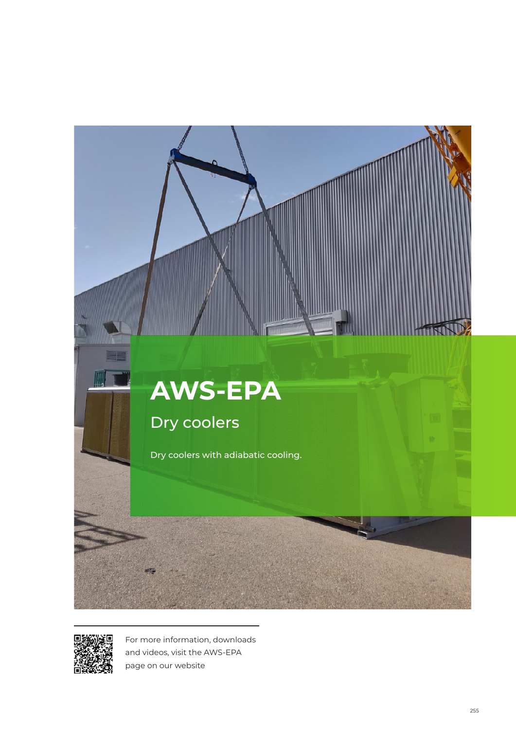# AWS-EPA

## Dry coolers

Dry coolers with adiabatic cooling.

For more information, downloads and videos, visit the AWS-EPA page on our website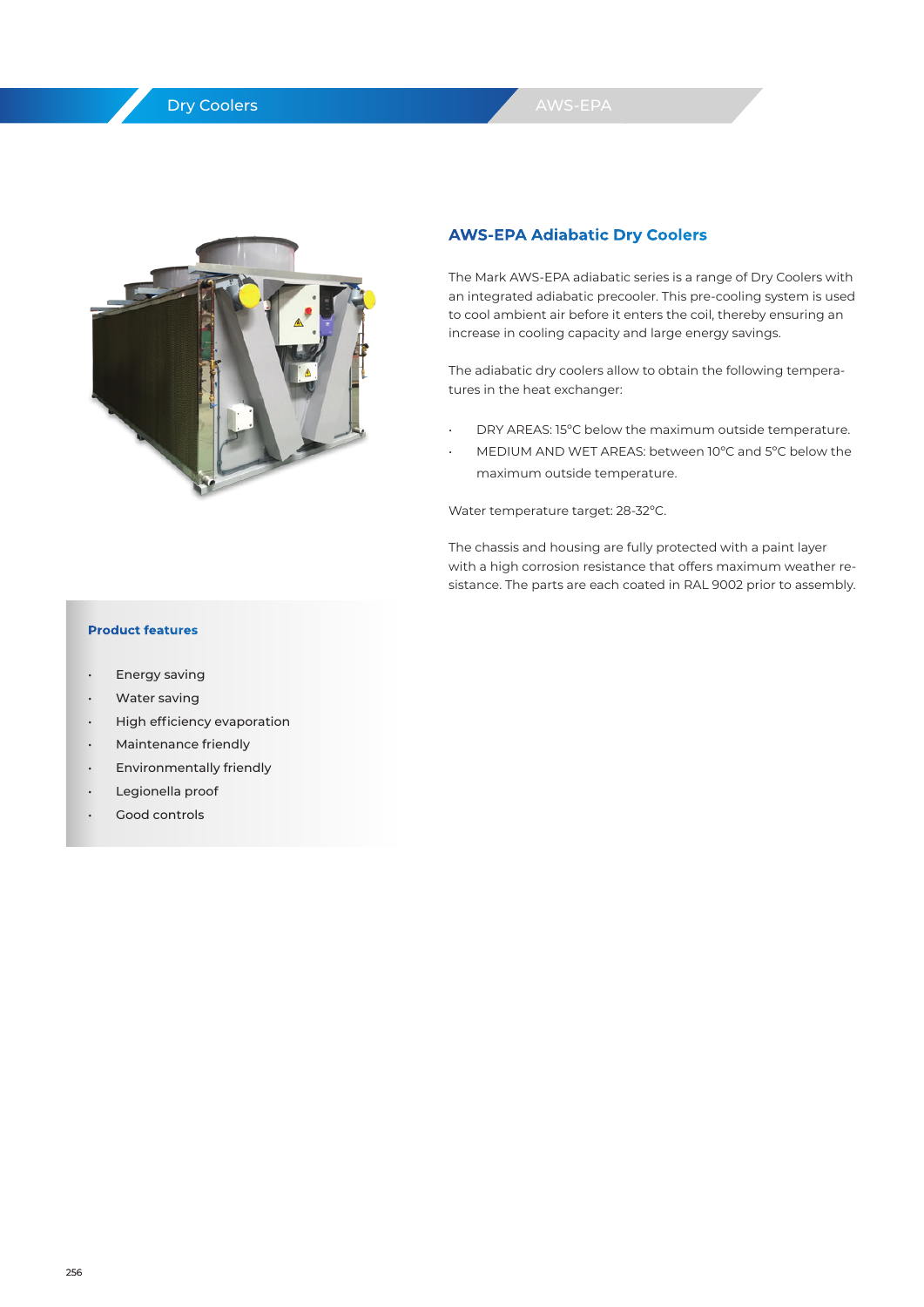## AWS-EPA Adiabatic Dry Coolers

The Mark AWS-EPA adiabatic series is a range of Dry Coolers with an integrated adiabatic precooler. This pre-cooling system is used to cool ambient air before it enters the coil, thereby ensuring an increase in cooling capacity and large energy savings.

The adiabatic dry coolers allow to obtain the following temperatures in the heat exchanger:

- DRY AREAS: 15°C below the maximum outside temperature.
- MEDIUM AND WET AREAS: between 10°C and 5°C below the maximum outside temperature.

Water temperature target: 28-32°C.

The chassis and housing are fully protected with a paint layer with a high corrosion resistance that offers maximum weather resistance. The parts are each coated in RAL 9002 prior to assembly.

### Product features

- Energy saving
- Water saving
- High efficiency evaporation
- Maintenance friendly
- Environmentally friendly
- Legionella proof
- Good controls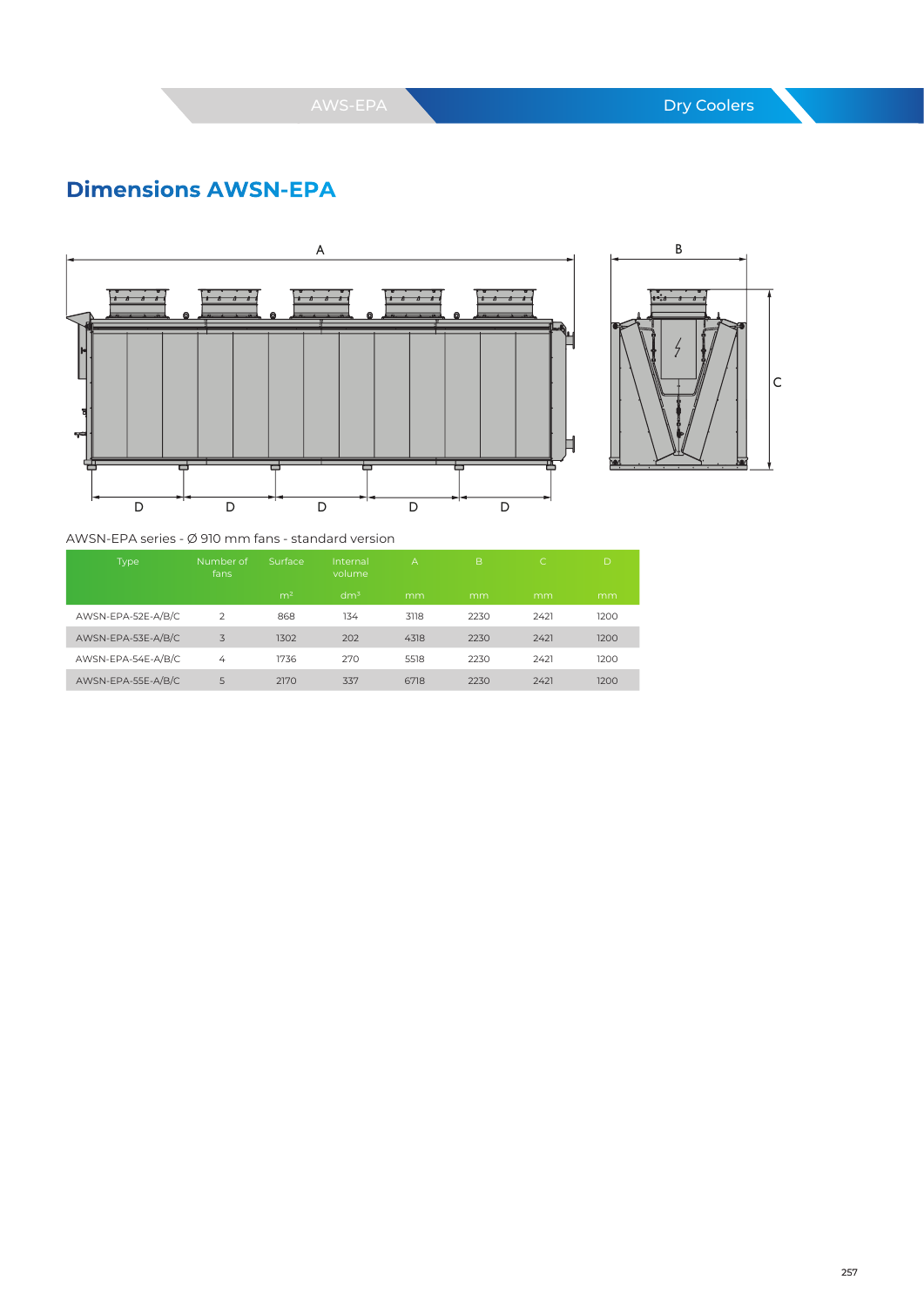# Dimensions AWSN-EPA

AWSN-EPA series - Ø 910 mm fans - standard version

| Type | Number of fans | Surface | Internal volume | A | B | C | D |
|---|---|---|---|---|---|---|---|
| | | m² | dm³ | mm | mm | mm | mm |
| AWSN-EPA-52E-A/B/C | 2 | 868 | 134 | 3118 | 2230 | 2421 | 1200 |
| AWSN-EPA-53E-A/B/C | 3 | 1302 | 202 | 4318 | 2230 | 2421 | 1200 |
| AWSN-EPA-54E-A/B/C | 4 | 1736 | 270 | 5518 | 2230 | 2421 | 1200 |
| AWSN-EPA-55E-A/B/C | 5 | 2170 | 337 | 6718 | 2230 | 2421 | 1200 |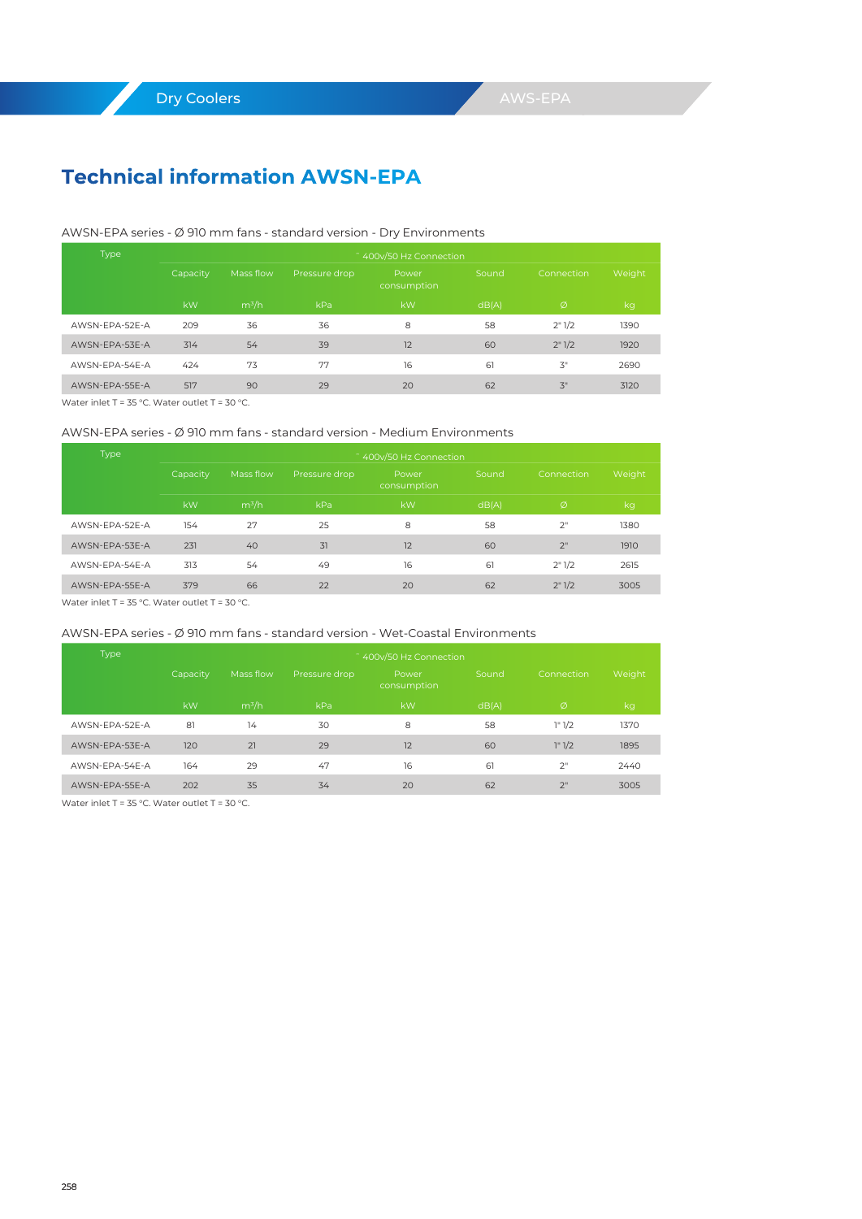# Technical information AWSN-EPA

AWSN-EPA series - Ø 910 mm fans - standard version - Dry Environments

| Type | ˜ 400v/50 Hz Connection | | | | | | |
|---|---|---|---|---|---|---|---|
| | Capacity | Mass flow | Pressure drop | Power consumption | Sound | Connection | Weight |
| | kW | m³/h | kPa | kW | dB(A) | Ø | kg |
| AWSN-EPA-52E-A | 209 | 36 | 36 | 8 | 58 | 2" 1/2 | 1390 |
| AWSN-EPA-53E-A | 314 | 54 | 39 | 12 | 60 | 2" 1/2 | 1920 |
| AWSN-EPA-54E-A | 424 | 73 | 77 | 16 | 61 | 3" | 2690 |
| AWSN-EPA-55E-A | 517 | 90 | 29 | 20 | 62 | 3" | 3120 |

Water inlet T = 35 °C. Water outlet T = 30 °C.

AWSN-EPA series - Ø 910 mm fans - standard version - Medium Environments

| Type | ˜ 400v/50 Hz Connection | | | | | | |
|---|---|---|---|---|---|---|---|
| | Capacity | Mass flow | Pressure drop | Power consumption | Sound | Connection | Weight |
| | kW | m³/h | kPa | kW | dB(A) | Ø | kg |
| AWSN-EPA-52E-A | 154 | 27 | 25 | 8 | 58 | 2" | 1380 |
| AWSN-EPA-53E-A | 231 | 40 | 31 | 12 | 60 | 2" | 1910 |
| AWSN-EPA-54E-A | 313 | 54 | 49 | 16 | 61 | 2" 1/2 | 2615 |
| AWSN-EPA-55E-A | 379 | 66 | 22 | 20 | 62 | 2" 1/2 | 3005 |

Water inlet T = 35 °C. Water outlet T = 30 °C.

AWSN-EPA series - Ø 910 mm fans - standard version - Wet-Coastal Environments

| Type | ˜ 400v/50 Hz Connection | | | | | | |
|---|---|---|---|---|---|---|---|
| | Capacity | Mass flow | Pressure drop | Power consumption | Sound | Connection | Weight |
| | kW | m³/h | kPa | kW | dB(A) | Ø | kg |
| AWSN-EPA-52E-A | 81 | 14 | 30 | 8 | 58 | 1" 1/2 | 1370 |
| AWSN-EPA-53E-A | 120 | 21 | 29 | 12 | 60 | 1" 1/2 | 1895 |
| AWSN-EPA-54E-A | 164 | 29 | 47 | 16 | 61 | 2" | 2440 |
| AWSN-EPA-55E-A | 202 | 35 | 34 | 20 | 62 | 2" | 3005 |

Water inlet T = 35 °C. Water outlet T = 30 °C.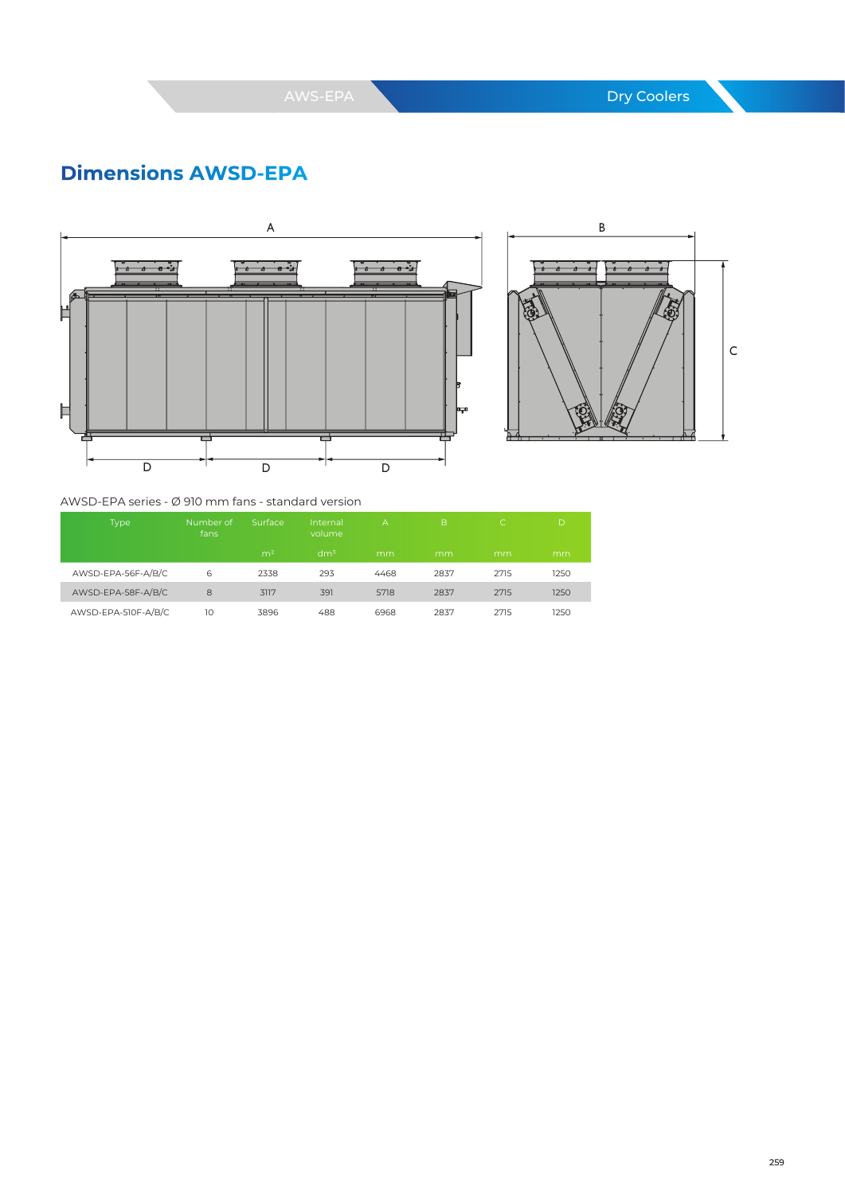# Dimensions AWSD-EPA

AWSD-EPA series - Ø 910 mm fans - standard version

| Type | Number of fans | Surface | Internal volume | A | B | C | D |
|---|---|---|---|---|---|---|---|
| | | m² | dm³ | mm | mm | mm | mm |
| AWSD-EPA-S6F-A/B/C | 6 | 2338 | 293 | 4468 | 2837 | 2715 | 1250 |
| AWSD-EPA-S8F-A/B/C | 8 | 3117 | 391 | 5718 | 2837 | 2715 | 1250 |
| AWSD-EPA-S10F-A/B/C | 10 | 3896 | 488 | 6968 | 2837 | 2715 | 1250 |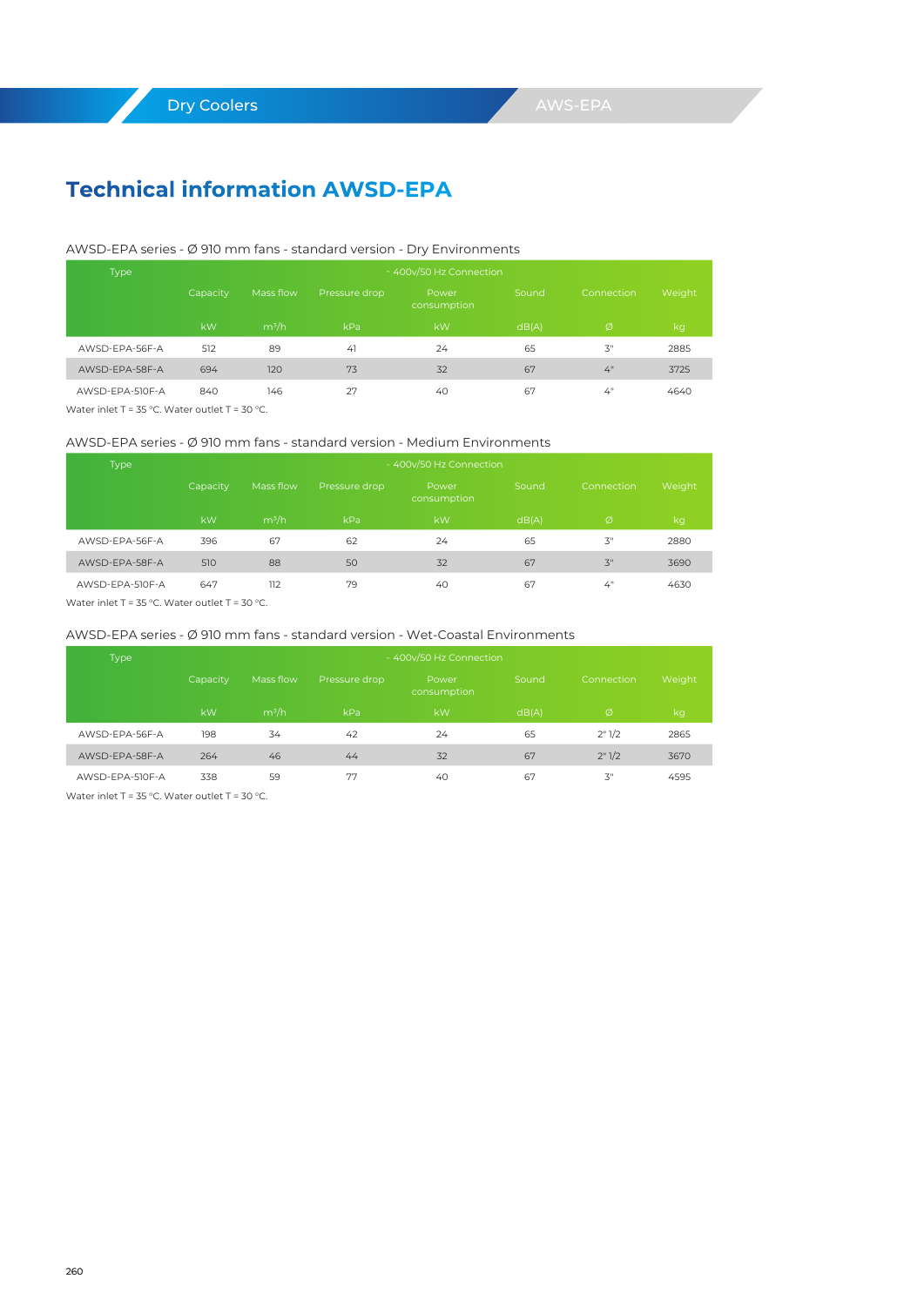# Technical information AWSD-EPA

AWSD-EPA series - Ø 910 mm fans - standard version - Dry Environments

| Type | - 400v/50 Hz Connection | | | | | | |
|---|---|---|---|---|---|---|---|
| | Capacity | Mass flow | Pressure drop | Power consumption | Sound | Connection | Weight |
| | kW | m³/h | kPa | kW | dB(A) | Ø | kg |
| AWSD-EPA-56F-A | 512 | 89 | 41 | 24 | 65 | 3" | 2885 |
| AWSD-EPA-58F-A | 694 | 120 | 73 | 32 | 67 | 4" | 3725 |
| AWSD-EPA-510F-A | 840 | 146 | 27 | 40 | 67 | 4" | 4640 |

Water inlet T = 35 °C. Water outlet T = 30 °C.

AWSD-EPA series - Ø 910 mm fans - standard version - Medium Environments

| Type | - 400v/50 Hz Connection | | | | | | |
|---|---|---|---|---|---|---|---|
| | Capacity | Mass flow | Pressure drop | Power consumption | Sound | Connection | Weight |
| | kW | m³/h | kPa | kW | dB(A) | Ø | kg |
| AWSD-EPA-56F-A | 396 | 67 | 62 | 24 | 65 | 3" | 2880 |
| AWSD-EPA-58F-A | 510 | 88 | 50 | 32 | 67 | 3" | 3690 |
| AWSD-EPA-510F-A | 647 | 112 | 79 | 40 | 67 | 4" | 4630 |

Water inlet T = 35 °C. Water outlet T = 30 °C.

AWSD-EPA series - Ø 910 mm fans - standard version - Wet-Coastal Environments

| Type | - 400v/50 Hz Connection | | | | | | |
|---|---|---|---|---|---|---|---|
| | Capacity | Mass flow | Pressure drop | Power consumption | Sound | Connection | Weight |
| | kW | m³/h | kPa | kW | dB(A) | Ø | kg |
| AWSD-EPA-56F-A | 198 | 34 | 42 | 24 | 65 | 2" 1/2 | 2865 |
| AWSD-EPA-58F-A | 264 | 46 | 44 | 32 | 67 | 2" 1/2 | 3670 |
| AWSD-EPA-510F-A | 338 | 59 | 77 | 40 | 67 | 3" | 4595 |

Water inlet T = 35 °C. Water outlet T = 30 °C.